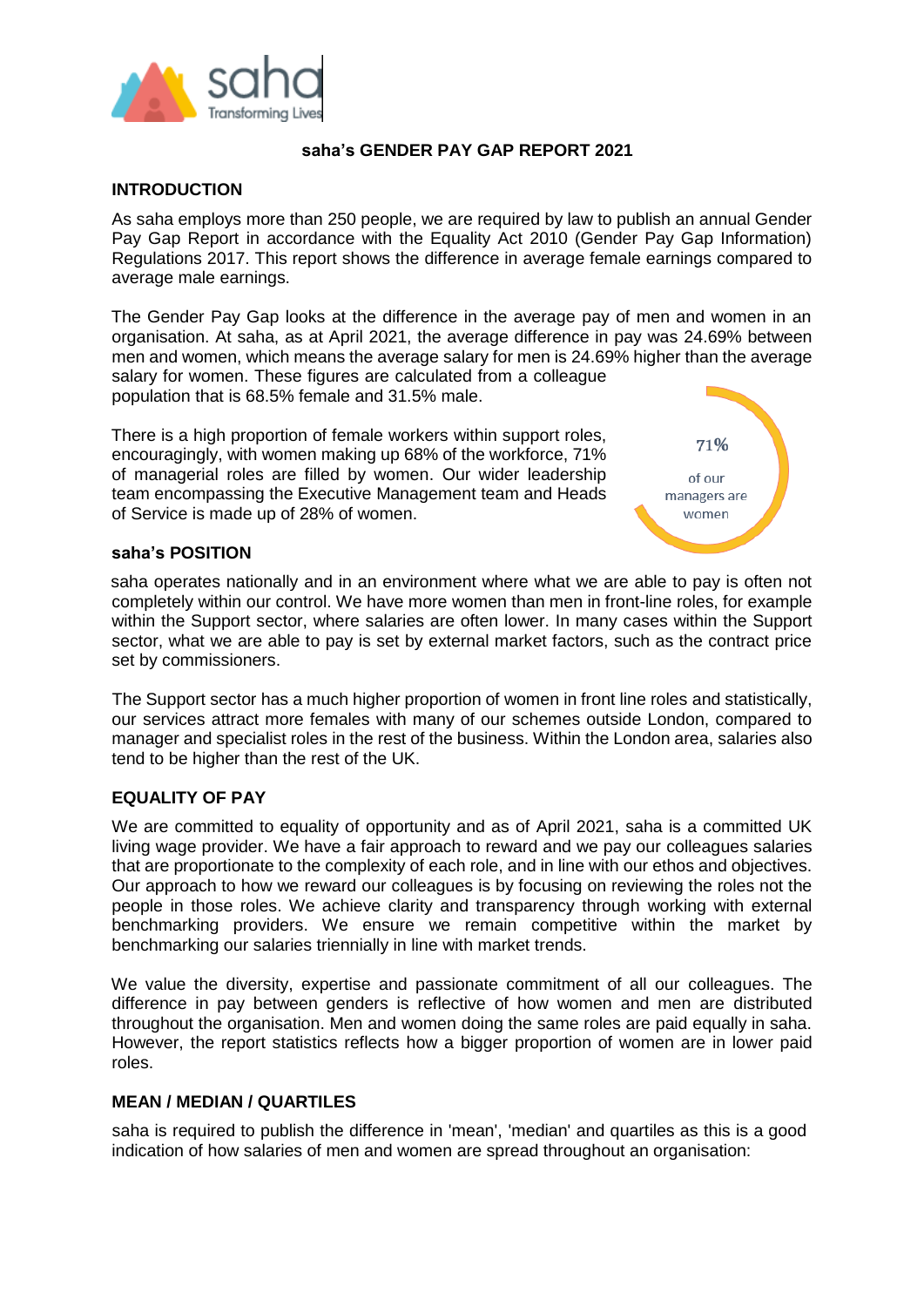# saha's GENDER PAY GAP REPORT 2021

## INTRODUCTION

As saha employs more than 250 people, we are required by law to publish an annual Gender Pay Gap Report in accordance with the Equality Act 2010 (Gender Pay Gap Information) Regulations 2017. This report shows the difference in average female earnings compared to average male earnings.

The Gender Pay Gap looks at the difference in the average pay of men and women in an organisation. At saha, as at April 2021, the average difference in pay was 24.69% between men and women, which means the average salary for men is 24.69% higher than the average salary for women. These figures are calculated from a colleague population that is 68.5% female and 31.5% male.

There is a high proportion of female workers within support roles, encouragingly, with women making up 68% of the workforce, 71% of managerial roles are filled by women. Our wider leadership team encompassing the Executive Management team and Heads of Service is made up of 28% of women.

71% of our managers are women

## saha's POSITION

saha operates nationally and in an environment where what we are able to pay is often not completely within our control. We have more women than men in front-line roles, for example within the Support sector, where salaries are often lower. In many cases within the Support sector, what we are able to pay is set by external market factors, such as the contract price set by commissioners.

The Support sector has a much higher proportion of women in front line roles and statistically, our services attract more females with many of our schemes outside London, compared to manager and specialist roles in the rest of the business. Within the London area, salaries also tend to be higher than the rest of the UK.

## EQUALITY OF PAY

We are committed to equality of opportunity and as of April 2021, saha is a committed UK living wage provider. We have a fair approach to reward and we pay our colleagues salaries that are proportionate to the complexity of each role, and in line with our ethos and objectives. Our approach to how we reward our colleagues is by focusing on reviewing the roles not the people in those roles. We achieve clarity and transparency through working with external benchmarking providers. We ensure we remain competitive within the market by benchmarking our salaries triennially in line with market trends.

We value the diversity, expertise and passionate commitment of all our colleagues. The difference in pay between genders is reflective of how women and men are distributed throughout the organisation. Men and women doing the same roles are paid equally in saha. However, the report statistics reflects how a bigger proportion of women are in lower paid roles.

## MEAN / MEDIAN / QUARTILES

saha is required to publish the difference in 'mean', 'median' and quartiles as this is a good indication of how salaries of men and women are spread throughout an organisation: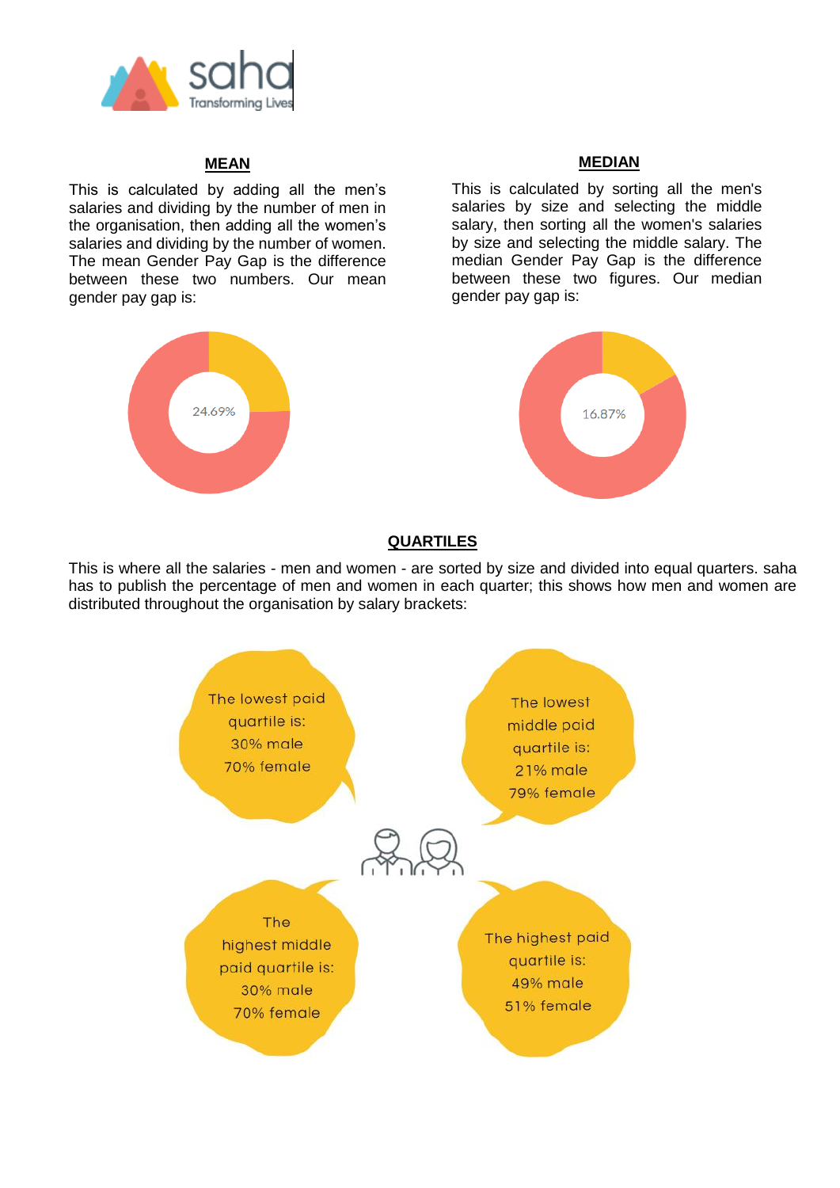## MEAN

This is calculated by adding all the men's salaries and dividing by the number of men in the organisation, then adding all the women's salaries and dividing by the number of women. The mean Gender Pay Gap is the difference between these two numbers. Our mean gender pay gap is:

24.69%

## MEDIAN

This is calculated by sorting all the men's salaries by size and selecting the middle salary, then sorting all the women's salaries by size and selecting the middle salary. The median Gender Pay Gap is the difference between these two figures. Our median gender pay gap is:

16.87%

## QUARTILES

This is where all the salaries - men and women - are sorted by size and divided into equal quarters. saha has to publish the percentage of men and women in each quarter; this shows how men and women are distributed throughout the organisation by salary brackets:

The lowest paid quartile is:
30% male
70% female

The lowest middle paid quartile is:
21% male
79% female

The highest middle paid quartile is:
30% male
70% female

The highest paid quartile is:
49% male
51% female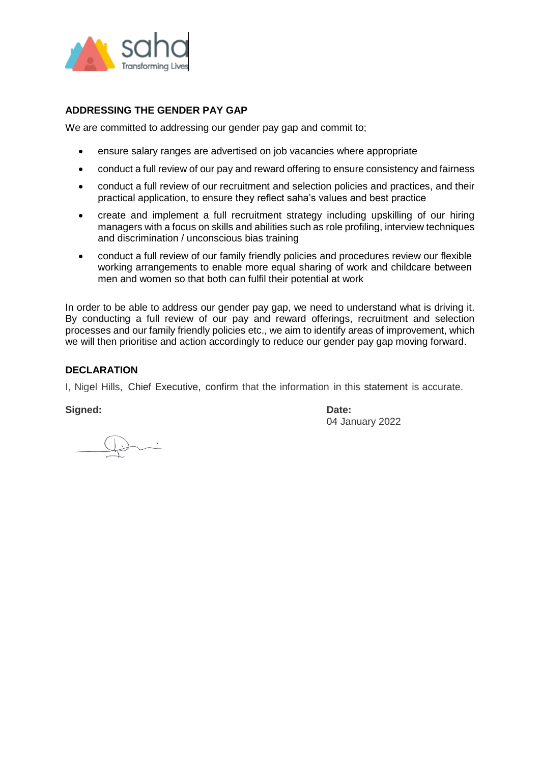## ADDRESSING THE GENDER PAY GAP

We are committed to addressing our gender pay gap and commit to;

- ensure salary ranges are advertised on job vacancies where appropriate
- conduct a full review of our pay and reward offering to ensure consistency and fairness
- conduct a full review of our recruitment and selection policies and practices, and their practical application, to ensure they reflect saha's values and best practice
- create and implement a full recruitment strategy including upskilling of our hiring managers with a focus on skills and abilities such as role profiling, interview techniques and discrimination / unconscious bias training
- conduct a full review of our family friendly policies and procedures review our flexible working arrangements to enable more equal sharing of work and childcare between men and women so that both can fulfil their potential at work

In order to be able to address our gender pay gap, we need to understand what is driving it. By conducting a full review of our pay and reward offerings, recruitment and selection processes and our family friendly policies etc., we aim to identify areas of improvement, which we will then prioritise and action accordingly to reduce our gender pay gap moving forward.

## DECLARATION

I, Nigel Hills, Chief Executive, confirm that the information in this statement is accurate.

**Signed:**

**Date:**
04 January 2022